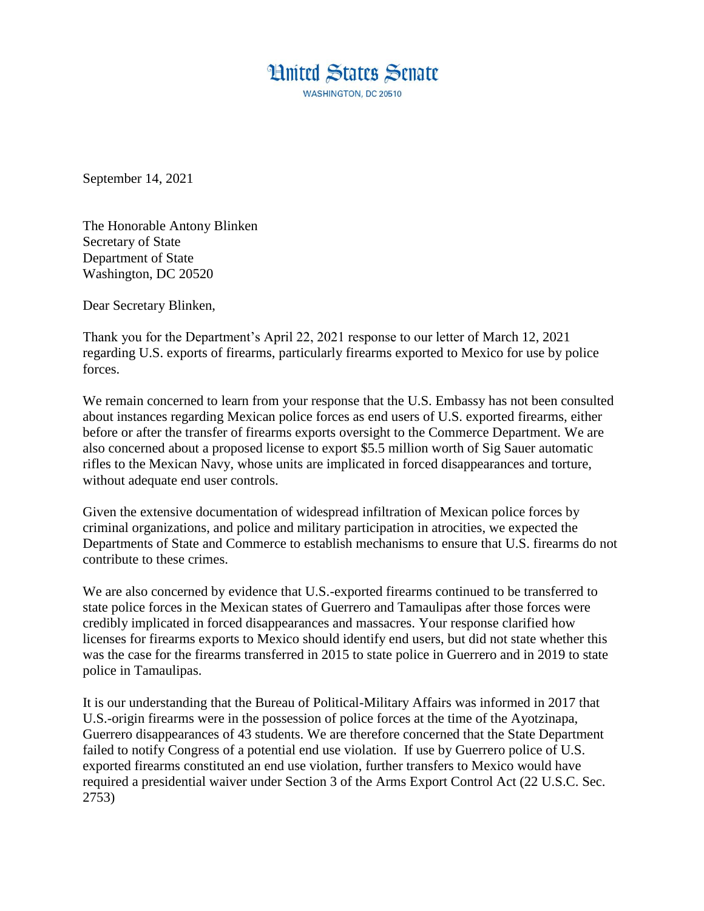# United States Senate

WASHINGTON, DC 20510

September 14, 2021

The Honorable Antony Blinken
Secretary of State
Department of State
Washington, DC 20520

Dear Secretary Blinken,

Thank you for the Department's April 22, 2021 response to our letter of March 12, 2021 regarding U.S. exports of firearms, particularly firearms exported to Mexico for use by police forces.

We remain concerned to learn from your response that the U.S. Embassy has not been consulted about instances regarding Mexican police forces as end users of U.S. exported firearms, either before or after the transfer of firearms exports oversight to the Commerce Department. We are also concerned about a proposed license to export $5.5 million worth of Sig Sauer automatic rifles to the Mexican Navy, whose units are implicated in forced disappearances and torture, without adequate end user controls.

Given the extensive documentation of widespread infiltration of Mexican police forces by criminal organizations, and police and military participation in atrocities, we expected the Departments of State and Commerce to establish mechanisms to ensure that U.S. firearms do not contribute to these crimes.

We are also concerned by evidence that U.S.-exported firearms continued to be transferred to state police forces in the Mexican states of Guerrero and Tamaulipas after those forces were credibly implicated in forced disappearances and massacres. Your response clarified how licenses for firearms exports to Mexico should identify end users, but did not state whether this was the case for the firearms transferred in 2015 to state police in Guerrero and in 2019 to state police in Tamaulipas.

It is our understanding that the Bureau of Political-Military Affairs was informed in 2017 that U.S.-origin firearms were in the possession of police forces at the time of the Ayotzinapa, Guerrero disappearances of 43 students. We are therefore concerned that the State Department failed to notify Congress of a potential end use violation. If use by Guerrero police of U.S. exported firearms constituted an end use violation, further transfers to Mexico would have required a presidential waiver under Section 3 of the Arms Export Control Act (22 U.S.C. Sec. 2753)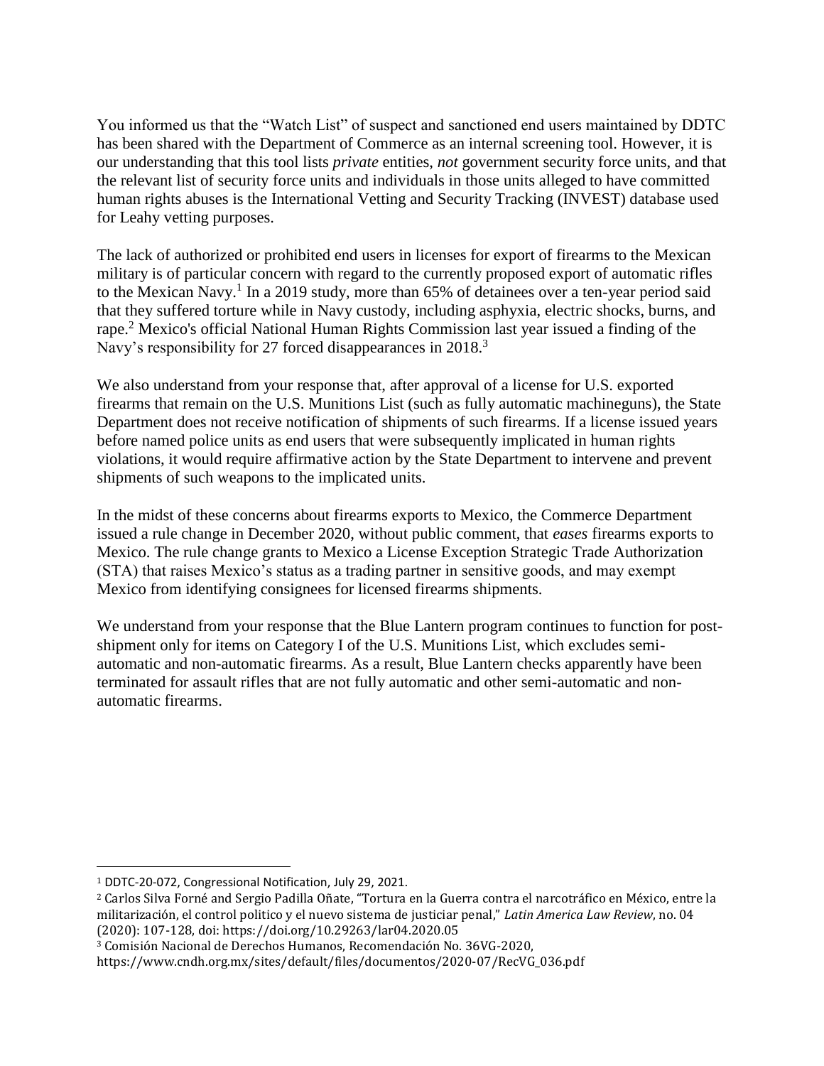You informed us that the "Watch List" of suspect and sanctioned end users maintained by DDTC has been shared with the Department of Commerce as an internal screening tool. However, it is our understanding that this tool lists *private* entities, *not* government security force units, and that the relevant list of security force units and individuals in those units alleged to have committed human rights abuses is the International Vetting and Security Tracking (INVEST) database used for Leahy vetting purposes.

The lack of authorized or prohibited end users in licenses for export of firearms to the Mexican military is of particular concern with regard to the currently proposed export of automatic rifles to the Mexican Navy.[1] In a 2019 study, more than 65% of detainees over a ten-year period said that they suffered torture while in Navy custody, including asphyxia, electric shocks, burns, and rape.[2] Mexico's official National Human Rights Commission last year issued a finding of the Navy's responsibility for 27 forced disappearances in 2018.[3]

We also understand from your response that, after approval of a license for U.S. exported firearms that remain on the U.S. Munitions List (such as fully automatic machineguns), the State Department does not receive notification of shipments of such firearms. If a license issued years before named police units as end users that were subsequently implicated in human rights violations, it would require affirmative action by the State Department to intervene and prevent shipments of such weapons to the implicated units.

In the midst of these concerns about firearms exports to Mexico, the Commerce Department issued a rule change in December 2020, without public comment, that *eases* firearms exports to Mexico. The rule change grants to Mexico a License Exception Strategic Trade Authorization (STA) that raises Mexico's status as a trading partner in sensitive goods, and may exempt Mexico from identifying consignees for licensed firearms shipments.

We understand from your response that the Blue Lantern program continues to function for post-shipment only for items on Category I of the U.S. Munitions List, which excludes semi-automatic and non-automatic firearms. As a result, Blue Lantern checks apparently have been terminated for assault rifles that are not fully automatic and other semi-automatic and non-automatic firearms.

---

[1] DDTC-20-072, Congressional Notification, July 29, 2021.

[2] Carlos Silva Forné and Sergio Padilla Oñate, "Tortura en la Guerra contra el narcotráfico en México, entre la militarización, el control politico y el nuevo sistema de justiciar penal," *Latin America Law Review*, no. 04 (2020): 107-128, doi: https://doi.org/10.29263/lar04.2020.05

[3] Comisión Nacional de Derechos Humanos, Recomendación No. 36VG-2020, https://www.cndh.org.mx/sites/default/files/documentos/2020-07/RecVG_036.pdf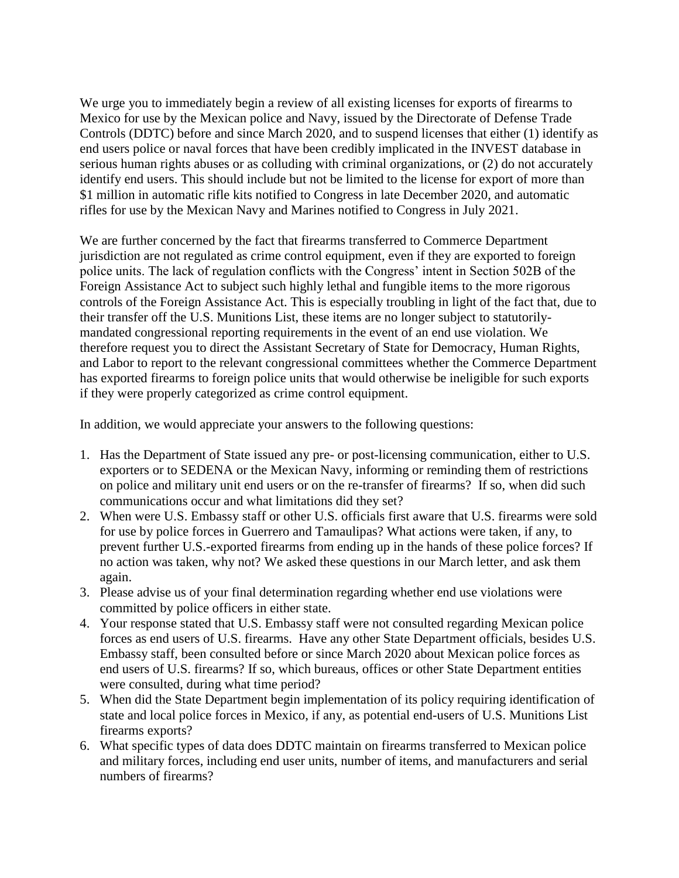We urge you to immediately begin a review of all existing licenses for exports of firearms to Mexico for use by the Mexican police and Navy, issued by the Directorate of Defense Trade Controls (DDTC) before and since March 2020, and to suspend licenses that either (1) identify as end users police or naval forces that have been credibly implicated in the INVEST database in serious human rights abuses or as colluding with criminal organizations, or (2) do not accurately identify end users. This should include but not be limited to the license for export of more than $1 million in automatic rifle kits notified to Congress in late December 2020, and automatic rifles for use by the Mexican Navy and Marines notified to Congress in July 2021.

We are further concerned by the fact that firearms transferred to Commerce Department jurisdiction are not regulated as crime control equipment, even if they are exported to foreign police units. The lack of regulation conflicts with the Congress' intent in Section 502B of the Foreign Assistance Act to subject such highly lethal and fungible items to the more rigorous controls of the Foreign Assistance Act. This is especially troubling in light of the fact that, due to their transfer off the U.S. Munitions List, these items are no longer subject to statutorily-mandated congressional reporting requirements in the event of an end use violation. We therefore request you to direct the Assistant Secretary of State for Democracy, Human Rights, and Labor to report to the relevant congressional committees whether the Commerce Department has exported firearms to foreign police units that would otherwise be ineligible for such exports if they were properly categorized as crime control equipment.

In addition, we would appreciate your answers to the following questions:

1. Has the Department of State issued any pre- or post-licensing communication, either to U.S. exporters or to SEDENA or the Mexican Navy, informing or reminding them of restrictions on police and military unit end users or on the re-transfer of firearms? If so, when did such communications occur and what limitations did they set?
2. When were U.S. Embassy staff or other U.S. officials first aware that U.S. firearms were sold for use by police forces in Guerrero and Tamaulipas? What actions were taken, if any, to prevent further U.S.-exported firearms from ending up in the hands of these police forces? If no action was taken, why not? We asked these questions in our March letter, and ask them again.
3. Please advise us of your final determination regarding whether end use violations were committed by police officers in either state.
4. Your response stated that U.S. Embassy staff were not consulted regarding Mexican police forces as end users of U.S. firearms. Have any other State Department officials, besides U.S. Embassy staff, been consulted before or since March 2020 about Mexican police forces as end users of U.S. firearms? If so, which bureaus, offices or other State Department entities were consulted, during what time period?
5. When did the State Department begin implementation of its policy requiring identification of state and local police forces in Mexico, if any, as potential end-users of U.S. Munitions List firearms exports?
6. What specific types of data does DDTC maintain on firearms transferred to Mexican police and military forces, including end user units, number of items, and manufacturers and serial numbers of firearms?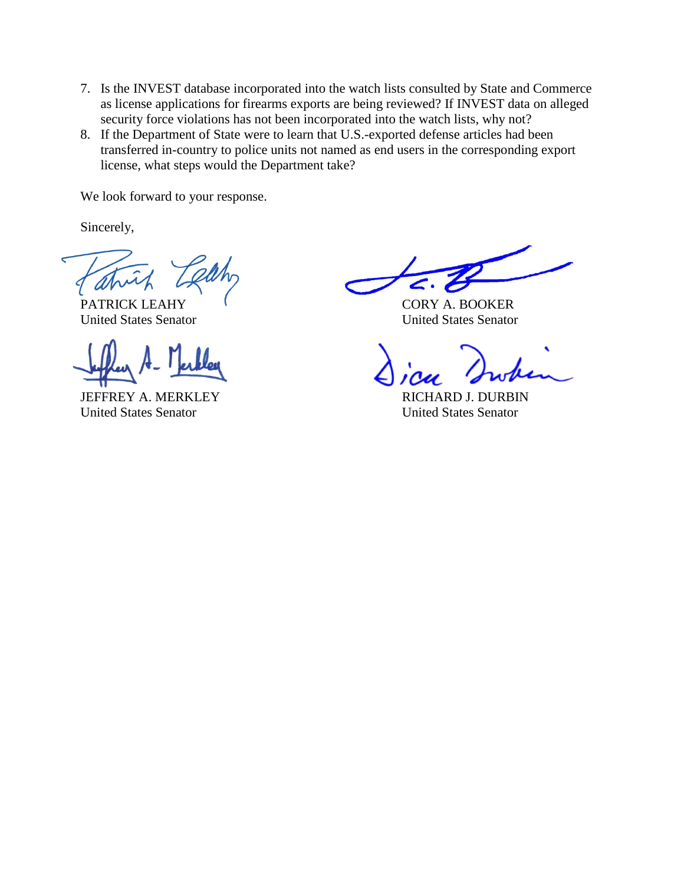7. Is the INVEST database incorporated into the watch lists consulted by State and Commerce as license applications for firearms exports are being reviewed? If INVEST data on alleged security force violations has not been incorporated into the watch lists, why not?
8. If the Department of State were to learn that U.S.-exported defense articles had been transferred in-country to police units not named as end users in the corresponding export license, what steps would the Department take?

We look forward to your response.

Sincerely,

PATRICK LEAHY
United States Senator

CORY A. BOOKER
United States Senator

JEFFREY A. MERKLEY
United States Senator

RICHARD J. DURBIN
United States Senator